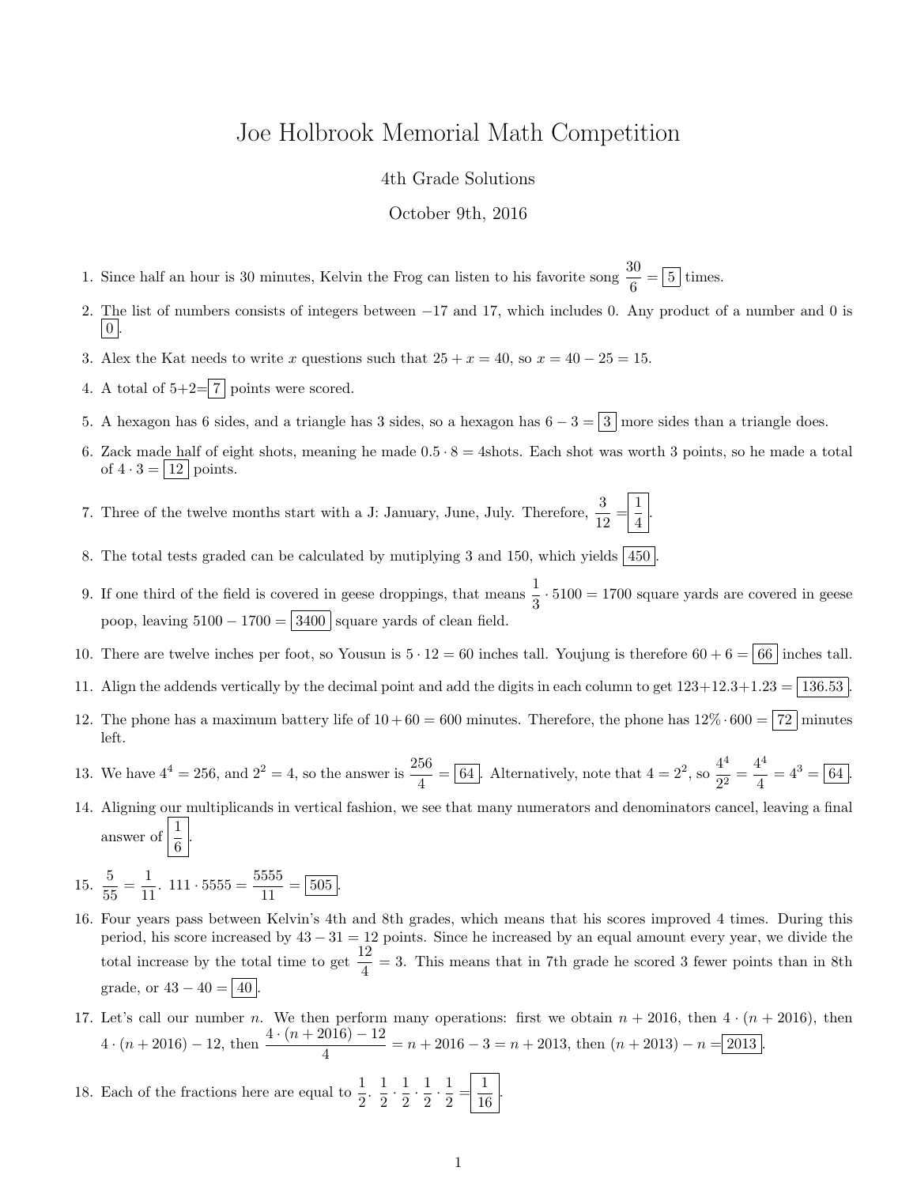# Joe Holbrook Memorial Math Competition

4th Grade Solutions

October 9th, 2016

1. Since half an hour is 30 minutes, Kelvin the Frog can listen to his favorite song $\frac{30}{6} = \boxed{5}$ times.

2. The list of numbers consists of integers between $-17$ and 17, which includes 0. Any product of a number and 0 is $\boxed{0}$.

3. Alex the Kat needs to write $x$ questions such that $25 + x = 40$, so $x = 40 - 25 = 15$.

4. A total of $5{+}2{=}\boxed{7}$ points were scored.

5. A hexagon has 6 sides, and a triangle has 3 sides, so a hexagon has $6 - 3 = \boxed{3}$ more sides than a triangle does.

6. Zack made half of eight shots, meaning he made $0.5 \cdot 8 = 4$shots. Each shot was worth 3 points, so he made a total of $4 \cdot 3 = \boxed{12}$ points.

7. Three of the twelve months start with a J: January, June, July. Therefore, $\frac{3}{12} = \boxed{\frac{1}{4}}$.

8. The total tests graded can be calculated by mutiplying 3 and 150, which yields $\boxed{450}$.

9. If one third of the field is covered in geese droppings, that means $\frac{1}{3} \cdot 5100 = 1700$ square yards are covered in geese poop, leaving $5100 - 1700 = \boxed{3400}$ square yards of clean field.

10. There are twelve inches per foot, so Yousun is $5 \cdot 12 = 60$ inches tall. Youjung is therefore $60 + 6 = \boxed{66}$ inches tall.

11. Align the addends vertically by the decimal point and add the digits in each column to get $123{+}12.3{+}1.23 = \boxed{136.53}$.

12. The phone has a maximum battery life of $10 + 60 = 600$ minutes. Therefore, the phone has $12\% \cdot 600 = \boxed{72}$ minutes left.

13. We have $4^4 = 256$, and $2^2 = 4$, so the answer is $\frac{256}{4} = \boxed{64}$. Alternatively, note that $4 = 2^2$, so $\frac{4^4}{2^2} = \frac{4^4}{4} = 4^3 = \boxed{64}$.

14. Aligning our multiplicands in vertical fashion, we see that many numerators and denominators cancel, leaving a final answer of $\boxed{\frac{1}{6}}$.

15. $\frac{5}{55} = \frac{1}{11}$. $111 \cdot 5555 = \frac{5555}{11} = \boxed{505}$.

16. Four years pass between Kelvin's 4th and 8th grades, which means that his scores improved 4 times. During this period, his score increased by $43 - 31 = 12$ points. Since he increased by an equal amount every year, we divide the total increase by the total time to get $\frac{12}{4} = 3$. This means that in 7th grade he scored 3 fewer points than in 8th grade, or $43 - 40 = \boxed{40}$.

17. Let's call our number $n$. We then perform many operations: first we obtain $n + 2016$, then $4 \cdot (n + 2016)$, then $4 \cdot (n + 2016) - 12$, then $\frac{4 \cdot (n + 2016) - 12}{4} = n + 2016 - 3 = n + 2013$, then $(n + 2013) - n = \boxed{2013}$.

18. Each of the fractions here are equal to $\frac{1}{2}$. $\frac{1}{2} \cdot \frac{1}{2} \cdot \frac{1}{2} \cdot \frac{1}{2} \cdot \frac{1}{2} = \boxed{\frac{1}{16}}$.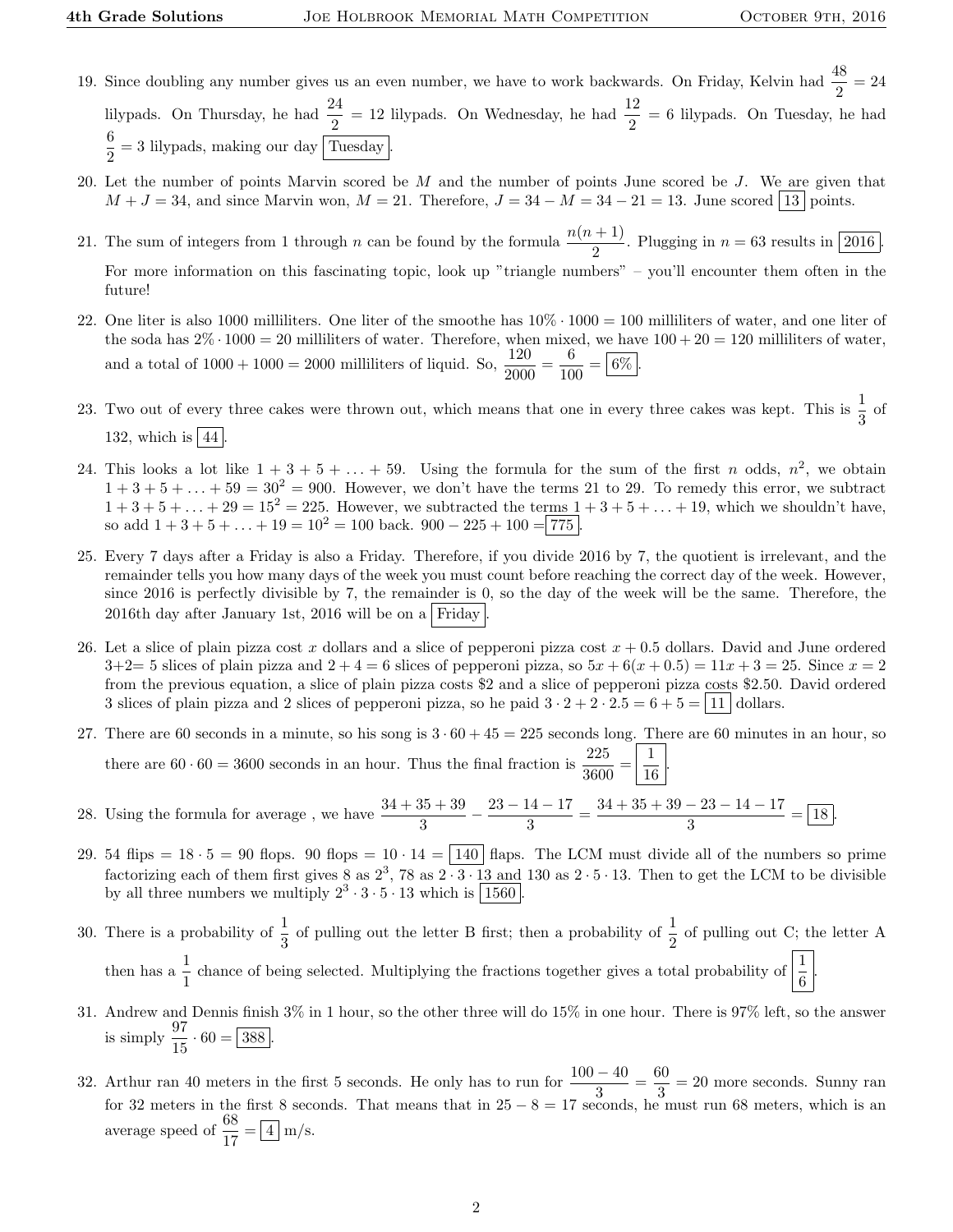19. Since doubling any number gives us an even number, we have to work backwards. On Friday, Kelvin had $\frac{48}{2} = 24$ lilypads. On Thursday, he had $\frac{24}{2} = 12$ lilypads. On Wednesday, he had $\frac{12}{2} = 6$ lilypads. On Tuesday, he had $\frac{6}{2} = 3$ lilypads, making our day $\boxed{\text{Tuesday}}$.

20. Let the number of points Marvin scored be $M$ and the number of points June scored be $J$. We are given that $M + J = 34$, and since Marvin won, $M = 21$. Therefore, $J = 34 - M = 34 - 21 = 13$. June scored $\boxed{13}$ points.

21. The sum of integers from 1 through $n$ can be found by the formula $\frac{n(n+1)}{2}$. Plugging in $n = 63$ results in $\boxed{2016}$.
For more information on this fascinating topic, look up "triangle numbers" – you'll encounter them often in the future!

22. One liter is also 1000 milliliters. One liter of the smoothe has $10\% \cdot 1000 = 100$ milliliters of water, and one liter of the soda has $2\% \cdot 1000 = 20$ milliliters of water. Therefore, when mixed, we have $100 + 20 = 120$ milliliters of water, and a total of $1000 + 1000 = 2000$ milliliters of liquid. So, $\frac{120}{2000} = \frac{6}{100} = \boxed{6\%}$.

23. Two out of every three cakes were thrown out, which means that one in every three cakes was kept. This is $\frac{1}{3}$ of 132, which is $\boxed{44}$.

24. This looks a lot like $1 + 3 + 5 + \ldots + 59$. Using the formula for the sum of the first $n$ odds, $n^2$, we obtain $1 + 3 + 5 + \ldots + 59 = 30^2 = 900$. However, we don't have the terms 21 to 29. To remedy this error, we subtract $1 + 3 + 5 + \ldots + 29 = 15^2 = 225$. However, we subtracted the terms $1 + 3 + 5 + \ldots + 19$, which we shouldn't have, so add $1 + 3 + 5 + \ldots + 19 = 10^2 = 100$ back. $900 - 225 + 100 = \boxed{775}$.

25. Every 7 days after a Friday is also a Friday. Therefore, if you divide 2016 by 7, the quotient is irrelevant, and the remainder tells you how many days of the week you must count before reaching the correct day of the week. However, since 2016 is perfectly divisible by 7, the remainder is 0, so the day of the week will be the same. Therefore, the 2016th day after January 1st, 2016 will be on a $\boxed{\text{Friday}}$.

26. Let a slice of plain pizza cost $x$ dollars and a slice of pepperoni pizza cost $x + 0.5$ dollars. David and June ordered 3+2= 5 slices of plain pizza and $2 + 4 = 6$ slices of pepperoni pizza, so $5x + 6(x + 0.5) = 11x + 3 = 25$. Since $x = 2$ from the previous equation, a slice of plain pizza costs \$2 and a slice of pepperoni pizza costs \$2.50. David ordered 3 slices of plain pizza and 2 slices of pepperoni pizza, so he paid $3 \cdot 2 + 2 \cdot 2.5 = 6 + 5 = \boxed{11}$ dollars.

27. There are 60 seconds in a minute, so his song is $3 \cdot 60 + 45 = 225$ seconds long. There are 60 minutes in an hour, so there are $60 \cdot 60 = 3600$ seconds in an hour. Thus the final fraction is $\frac{225}{3600} = \boxed{\frac{1}{16}}$.

28. Using the formula for average , we have $\frac{34+35+39}{3} - \frac{23-14-17}{3} = \frac{34+35+39-23-14-17}{3} = \boxed{18}$.

29. 54 flips $= 18 \cdot 5 = 90$ flops. 90 flops $= 10 \cdot 14 = \boxed{140}$ flaps. The LCM must divide all of the numbers so prime factorizing each of them first gives 8 as $2^3$, 78 as $2 \cdot 3 \cdot 13$ and 130 as $2 \cdot 5 \cdot 13$. Then to get the LCM to be divisible by all three numbers we multiply $2^3 \cdot 3 \cdot 5 \cdot 13$ which is $\boxed{1560}$.

30. There is a probability of $\frac{1}{3}$ of pulling out the letter B first; then a probability of $\frac{1}{2}$ of pulling out C; the letter A then has a $\frac{1}{1}$ chance of being selected. Multiplying the fractions together gives a total probability of $\boxed{\frac{1}{6}}$.

31. Andrew and Dennis finish 3% in 1 hour, so the other three will do 15% in one hour. There is 97% left, so the answer is simply $\frac{97}{15} \cdot 60 = \boxed{388}$.

32. Arthur ran 40 meters in the first 5 seconds. He only has to run for $\frac{100-40}{3} = \frac{60}{3} = 20$ more seconds. Sunny ran for 32 meters in the first 8 seconds. That means that in $25 - 8 = 17$ seconds, he must run 68 meters, which is an average speed of $\frac{68}{17} = \boxed{4}$ m/s.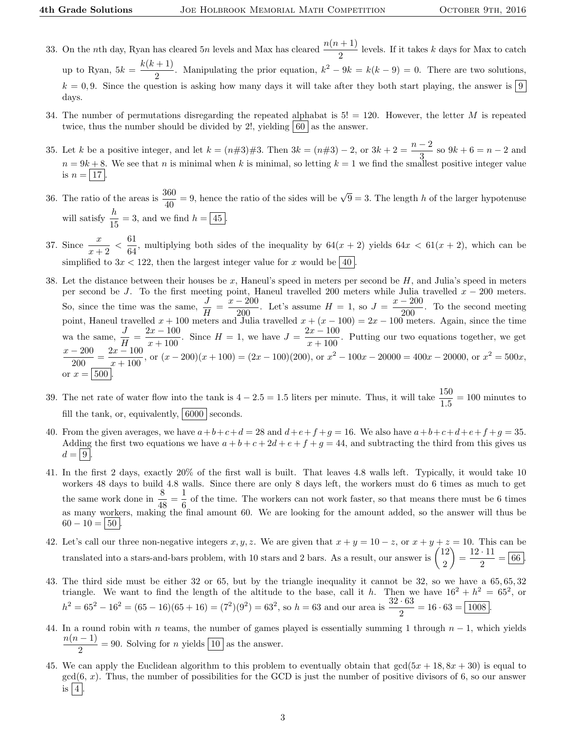33. On the $n$th day, Ryan has cleared $5n$ levels and Max has cleared $\frac{n(n+1)}{2}$ levels. If it takes $k$ days for Max to catch up to Ryan, $5k = \frac{k(k+1)}{2}$. Manipulating the prior equation, $k^2 - 9k = k(k-9) = 0$. There are two solutions, $k = 0, 9$. Since the question is asking how many days it will take after they both start playing, the answer is $\boxed{9}$ days.

34. The number of permutations disregarding the repeated alphabat is $5! = 120$. However, the letter $M$ is repeated twice, thus the number should be divided by $2!$, yielding $\boxed{60}$ as the answer.

35. Let $k$ be a positive integer, and let $k = (n\#3)\#3$. Then $3k = (n\#3) - 2$, or $3k + 2 = \frac{n-2}{3}$ so $9k + 6 = n - 2$ and $n = 9k + 8$. We see that $n$ is minimal when $k$ is minimal, so letting $k = 1$ we find the smallest positive integer value is $n = \boxed{17}$.

36. The ratio of the areas is $\frac{360}{40} = 9$, hence the ratio of the sides will be $\sqrt{9} = 3$. The length $h$ of the larger hypotenuse will satisfy $\frac{h}{15} = 3$, and we find $h = \boxed{45}$.

37. Since $\frac{x}{x+2} < \frac{61}{64}$, multiplying both sides of the inequality by $64(x+2)$ yields $64x < 61(x+2)$, which can be simplified to $3x < 122$, then the largest integer value for $x$ would be $\boxed{40}$.

38. Let the distance between their houses be $x$, Haneul's speed in meters per second be $H$, and Julia's speed in meters per second be $J$. To the first meeting point, Haneul travelled 200 meters while Julia travelled $x - 200$ meters. So, since the time was the same, $\frac{J}{H} = \frac{x-200}{200}$. Let's assume $H = 1$, so $J = \frac{x-200}{200}$. To the second meeting point, Haneul travelled $x + 100$ meters and Julia travelled $x + (x - 100) = 2x - 100$ meters. Again, since the time wa the same, $\frac{J}{H} = \frac{2x-100}{x+100}$. Since $H = 1$, we have $J = \frac{2x-100}{x+100}$. Putting our two equations together, we get $\frac{x-200}{200} = \frac{2x-100}{x+100}$, or $(x-200)(x+100) = (2x-100)(200)$, or $x^2 - 100x - 20000 = 400x - 20000$, or $x^2 = 500x$, or $x = \boxed{500}$.

39. The net rate of water flow into the tank is $4 - 2.5 = 1.5$ liters per minute. Thus, it will take $\frac{150}{1.5} = 100$ minutes to fill the tank, or, equivalently, $\boxed{6000}$ seconds.

40. From the given averages, we have $a+b+c+d = 28$ and $d+e+f+g = 16$. We also have $a+b+c+d+e+f+g = 35$. Adding the first two equations we have $a+b+c+2d+e+f+g = 44$, and subtracting the third from this gives us $d = \boxed{9}$.

41. In the first 2 days, exactly 20% of the first wall is built. That leaves 4.8 walls left. Typically, it would take 10 workers 48 days to build 4.8 walls. Since there are only 8 days left, the workers must do 6 times as much to get the same work done in $\frac{8}{48} = \frac{1}{6}$ of the time. The workers can not work faster, so that means there must be 6 times as many workers, making the final amount 60. We are looking for the amount added, so the answer will thus be $60 - 10 = \boxed{50}$.

42. Let's call our three non-negative integers $x, y, z$. We are given that $x + y = 10 - z$, or $x + y + z = 10$. This can be translated into a stars-and-bars problem, with 10 stars and 2 bars. As a result, our answer is $\binom{12}{2} = \frac{12 \cdot 11}{2} = \boxed{66}$.

43. The third side must be either 32 or 65, but by the triangle inequality it cannot be 32, so we have a 65, 65, 32 triangle. We want to find the length of the altitude to the base, call it $h$. Then we have $16^2 + h^2 = 65^2$, or $h^2 = 65^2 - 16^2 = (65-16)(65+16) = (7^2)(9^2) = 63^2$, so $h = 63$ and our area is $\frac{32 \cdot 63}{2} = 16 \cdot 63 = \boxed{1008}$.

44. In a round robin with $n$ teams, the number of games played is essentially summing 1 through $n - 1$, which yields $\frac{n(n-1)}{2} = 90$. Solving for $n$ yields $\boxed{10}$ as the answer.

45. We can apply the Euclidean algorithm to this problem to eventually obtain that $\gcd(5x+18, 8x+30)$ is equal to $\gcd(6, x)$. Thus, the number of possibilities for the GCD is just the number of positive divisors of 6, so our answer is $\boxed{4}$.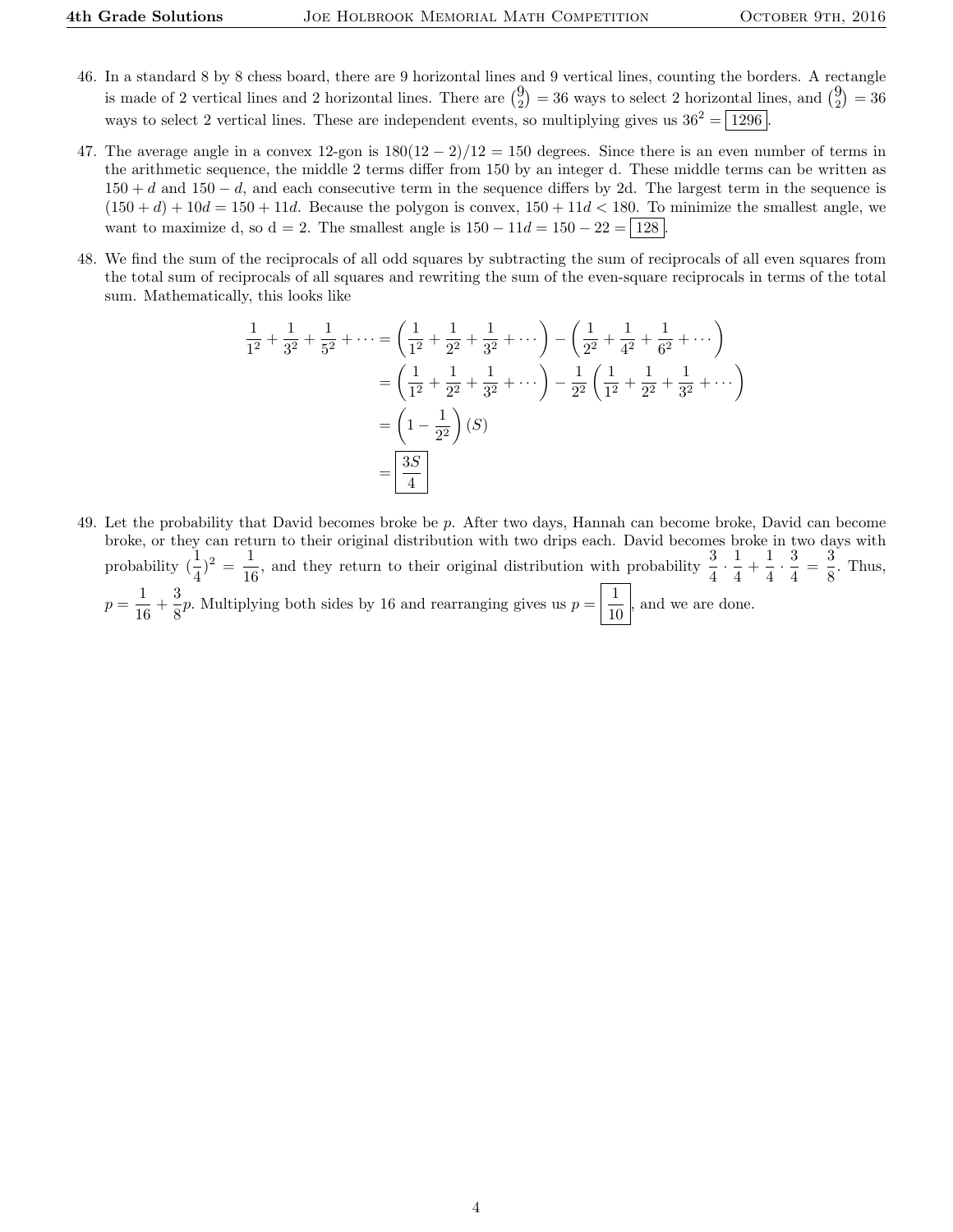46. In a standard 8 by 8 chess board, there are 9 horizontal lines and 9 vertical lines, counting the borders. A rectangle is made of 2 vertical lines and 2 horizontal lines. There are $\binom{9}{2} = 36$ ways to select 2 horizontal lines, and $\binom{9}{2} = 36$ ways to select 2 vertical lines. These are independent events, so multiplying gives us $36^2 = \boxed{1296}$.

47. The average angle in a convex 12-gon is $180(12-2)/12 = 150$ degrees. Since there is an even number of terms in the arithmetic sequence, the middle 2 terms differ from 150 by an integer d. These middle terms can be written as $150 + d$ and $150 - d$, and each consecutive term in the sequence differs by 2d. The largest term in the sequence is $(150 + d) + 10d = 150 + 11d$. Because the polygon is convex, $150 + 11d < 180$. To minimize the smallest angle, we want to maximize d, so d = 2. The smallest angle is $150 - 11d = 150 - 22 = \boxed{128}$.

48. We find the sum of the reciprocals of all odd squares by subtracting the sum of reciprocals of all even squares from the total sum of reciprocals of all squares and rewriting the sum of the even-square reciprocals in terms of the total sum. Mathematically, this looks like

$$\begin{aligned}
\frac{1}{1^2} + \frac{1}{3^2} + \frac{1}{5^2} + \cdots &= \left(\frac{1}{1^2} + \frac{1}{2^2} + \frac{1}{3^2} + \cdots\right) - \left(\frac{1}{2^2} + \frac{1}{4^2} + \frac{1}{6^2} + \cdots\right) \\
&= \left(\frac{1}{1^2} + \frac{1}{2^2} + \frac{1}{3^2} + \cdots\right) - \frac{1}{2^2}\left(\frac{1}{1^2} + \frac{1}{2^2} + \frac{1}{3^2} + \cdots\right) \\
&= \left(1 - \frac{1}{2^2}\right)(S) \\
&= \boxed{\frac{3S}{4}}
\end{aligned}$$

49. Let the probability that David becomes broke be $p$. After two days, Hannah can become broke, David can become broke, or they can return to their original distribution with two drips each. David becomes broke in two days with probability $(\frac{1}{4})^2 = \frac{1}{16}$, and they return to their original distribution with probability $\frac{3}{4} \cdot \frac{1}{4} + \frac{1}{4} \cdot \frac{3}{4} = \frac{3}{8}$. Thus, $p = \frac{1}{16} + \frac{3}{8}p$. Multiplying both sides by 16 and rearranging gives us $p = \boxed{\frac{1}{10}}$, and we are done.